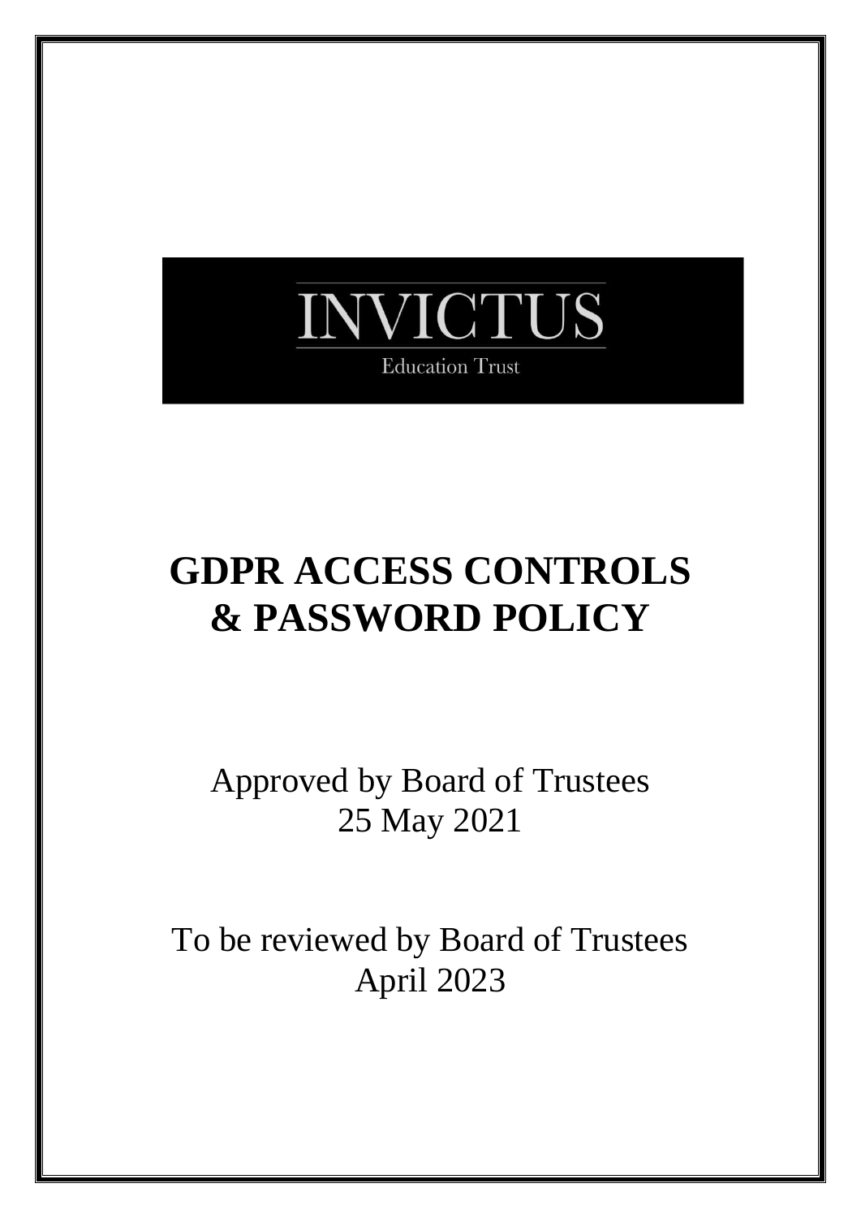INVICTUS

Education Trust

# GDPR ACCESS CONTROLS & PASSWORD POLICY

Approved by Board of Trustees
25 May 2021

To be reviewed by Board of Trustees
April 2023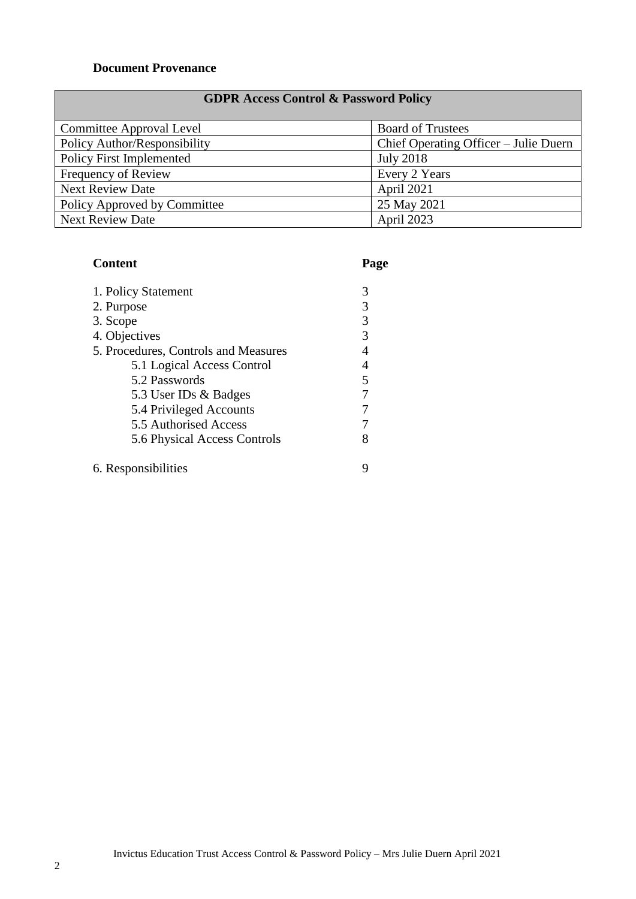**Document Provenance**

| GDPR Access Control & Password Policy | |
|---|---|
| Committee Approval Level | Board of Trustees |
| Policy Author/Responsibility | Chief Operating Officer – Julie Duern |
| Policy First Implemented | July 2018 |
| Frequency of Review | Every 2 Years |
| Next Review Date | April 2021 |
| Policy Approved by Committee | 25 May 2021 |
| Next Review Date | April 2023 |

| Content | Page |
|---|---|
| 1. Policy Statement | 3 |
| 2. Purpose | 3 |
| 3. Scope | 3 |
| 4. Objectives | 3 |
| 5. Procedures, Controls and Measures | 4 |
| 5.1 Logical Access Control | 4 |
| 5.2 Passwords | 5 |
| 5.3 User IDs & Badges | 7 |
| 5.4 Privileged Accounts | 7 |
| 5.5 Authorised Access | 7 |
| 5.6 Physical Access Controls | 8 |
| 6. Responsibilities | 9 |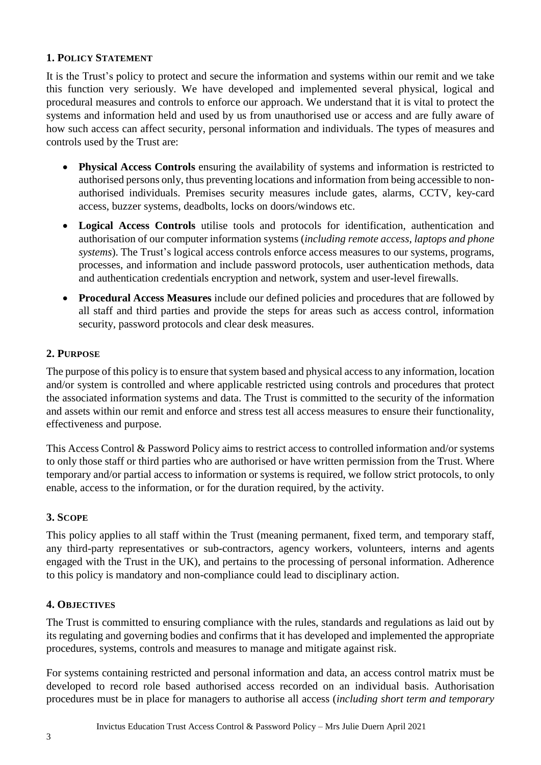## 1. Policy Statement

It is the Trust's policy to protect and secure the information and systems within our remit and we take this function very seriously. We have developed and implemented several physical, logical and procedural measures and controls to enforce our approach. We understand that it is vital to protect the systems and information held and used by us from unauthorised use or access and are fully aware of how such access can affect security, personal information and individuals. The types of measures and controls used by the Trust are:

- **Physical Access Controls** ensuring the availability of systems and information is restricted to authorised persons only, thus preventing locations and information from being accessible to non-authorised individuals. Premises security measures include gates, alarms, CCTV, key-card access, buzzer systems, deadbolts, locks on doors/windows etc.
- **Logical Access Controls** utilise tools and protocols for identification, authentication and authorisation of our computer information systems (*including remote access, laptops and phone systems*). The Trust's logical access controls enforce access measures to our systems, programs, processes, and information and include password protocols, user authentication methods, data and authentication credentials encryption and network, system and user-level firewalls.
- **Procedural Access Measures** include our defined policies and procedures that are followed by all staff and third parties and provide the steps for areas such as access control, information security, password protocols and clear desk measures.

## 2. Purpose

The purpose of this policy is to ensure that system based and physical access to any information, location and/or system is controlled and where applicable restricted using controls and procedures that protect the associated information systems and data. The Trust is committed to the security of the information and assets within our remit and enforce and stress test all access measures to ensure their functionality, effectiveness and purpose.

This Access Control & Password Policy aims to restrict access to controlled information and/or systems to only those staff or third parties who are authorised or have written permission from the Trust. Where temporary and/or partial access to information or systems is required, we follow strict protocols, to only enable, access to the information, or for the duration required, by the activity.

## 3. Scope

This policy applies to all staff within the Trust (meaning permanent, fixed term, and temporary staff, any third-party representatives or sub-contractors, agency workers, volunteers, interns and agents engaged with the Trust in the UK), and pertains to the processing of personal information. Adherence to this policy is mandatory and non-compliance could lead to disciplinary action.

## 4. Objectives

The Trust is committed to ensuring compliance with the rules, standards and regulations as laid out by its regulating and governing bodies and confirms that it has developed and implemented the appropriate procedures, systems, controls and measures to manage and mitigate against risk.

For systems containing restricted and personal information and data, an access control matrix must be developed to record role based authorised access recorded on an individual basis. Authorisation procedures must be in place for managers to authorise all access (*including short term and temporary*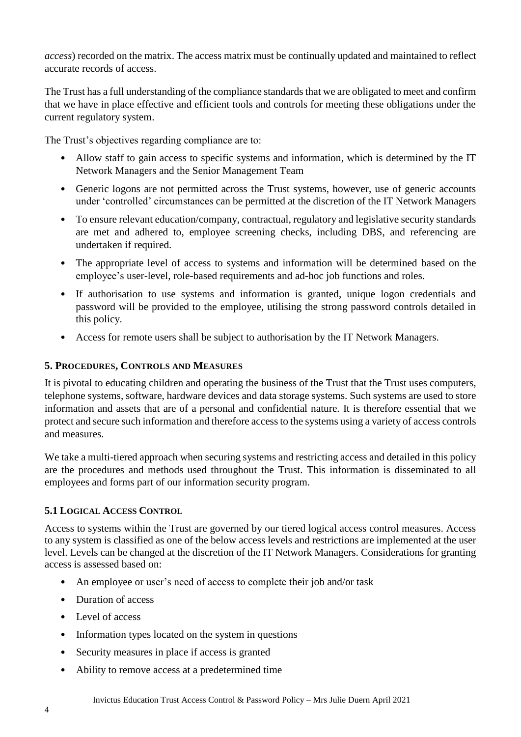*access*) recorded on the matrix. The access matrix must be continually updated and maintained to reflect accurate records of access.

The Trust has a full understanding of the compliance standards that we are obligated to meet and confirm that we have in place effective and efficient tools and controls for meeting these obligations under the current regulatory system.

The Trust's objectives regarding compliance are to:

- Allow staff to gain access to specific systems and information, which is determined by the IT Network Managers and the Senior Management Team
- Generic logons are not permitted across the Trust systems, however, use of generic accounts under 'controlled' circumstances can be permitted at the discretion of the IT Network Managers
- To ensure relevant education/company, contractual, regulatory and legislative security standards are met and adhered to, employee screening checks, including DBS, and referencing are undertaken if required.
- The appropriate level of access to systems and information will be determined based on the employee's user-level, role-based requirements and ad-hoc job functions and roles.
- If authorisation to use systems and information is granted, unique logon credentials and password will be provided to the employee, utilising the strong password controls detailed in this policy.
- Access for remote users shall be subject to authorisation by the IT Network Managers.

## 5. Procedures, Controls and Measures

It is pivotal to educating children and operating the business of the Trust that the Trust uses computers, telephone systems, software, hardware devices and data storage systems. Such systems are used to store information and assets that are of a personal and confidential nature. It is therefore essential that we protect and secure such information and therefore access to the systems using a variety of access controls and measures.

We take a multi-tiered approach when securing systems and restricting access and detailed in this policy are the procedures and methods used throughout the Trust. This information is disseminated to all employees and forms part of our information security program.

### 5.1 Logical Access Control

Access to systems within the Trust are governed by our tiered logical access control measures. Access to any system is classified as one of the below access levels and restrictions are implemented at the user level. Levels can be changed at the discretion of the IT Network Managers. Considerations for granting access is assessed based on:

- An employee or user's need of access to complete their job and/or task
- Duration of access
- Level of access
- Information types located on the system in questions
- Security measures in place if access is granted
- Ability to remove access at a predetermined time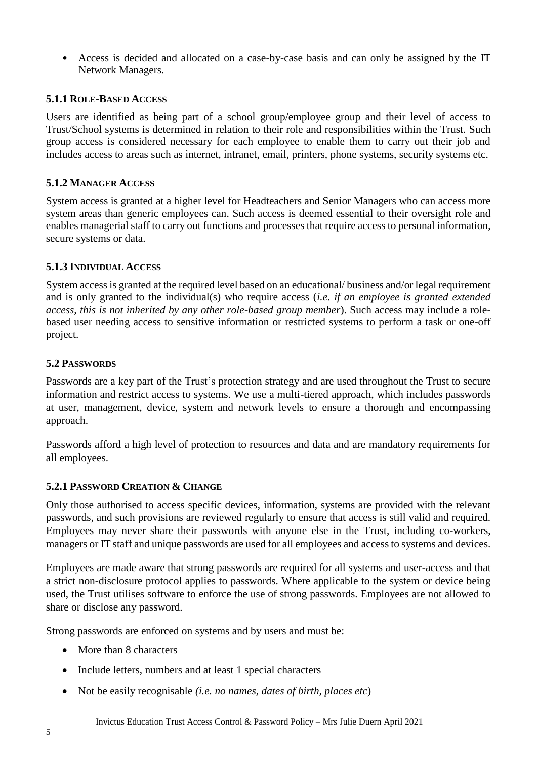- Access is decided and allocated on a case-by-case basis and can only be assigned by the IT Network Managers.

### 5.1.1 Role-Based Access

Users are identified as being part of a school group/employee group and their level of access to Trust/School systems is determined in relation to their role and responsibilities within the Trust. Such group access is considered necessary for each employee to enable them to carry out their job and includes access to areas such as internet, intranet, email, printers, phone systems, security systems etc.

### 5.1.2 Manager Access

System access is granted at a higher level for Headteachers and Senior Managers who can access more system areas than generic employees can. Such access is deemed essential to their oversight role and enables managerial staff to carry out functions and processes that require access to personal information, secure systems or data.

### 5.1.3 Individual Access

System access is granted at the required level based on an educational/ business and/or legal requirement and is only granted to the individual(s) who require access (*i.e. if an employee is granted extended access, this is not inherited by any other role-based group member*). Such access may include a role-based user needing access to sensitive information or restricted systems to perform a task or one-off project.

## 5.2 Passwords

Passwords are a key part of the Trust's protection strategy and are used throughout the Trust to secure information and restrict access to systems. We use a multi-tiered approach, which includes passwords at user, management, device, system and network levels to ensure a thorough and encompassing approach.

Passwords afford a high level of protection to resources and data and are mandatory requirements for all employees.

### 5.2.1 Password Creation & Change

Only those authorised to access specific devices, information, systems are provided with the relevant passwords, and such provisions are reviewed regularly to ensure that access is still valid and required. Employees may never share their passwords with anyone else in the Trust, including co-workers, managers or IT staff and unique passwords are used for all employees and access to systems and devices.

Employees are made aware that strong passwords are required for all systems and user-access and that a strict non-disclosure protocol applies to passwords. Where applicable to the system or device being used, the Trust utilises software to enforce the use of strong passwords. Employees are not allowed to share or disclose any password.

Strong passwords are enforced on systems and by users and must be:

- More than 8 characters
- Include letters, numbers and at least 1 special characters
- Not be easily recognisable *(i.e. no names, dates of birth, places etc*)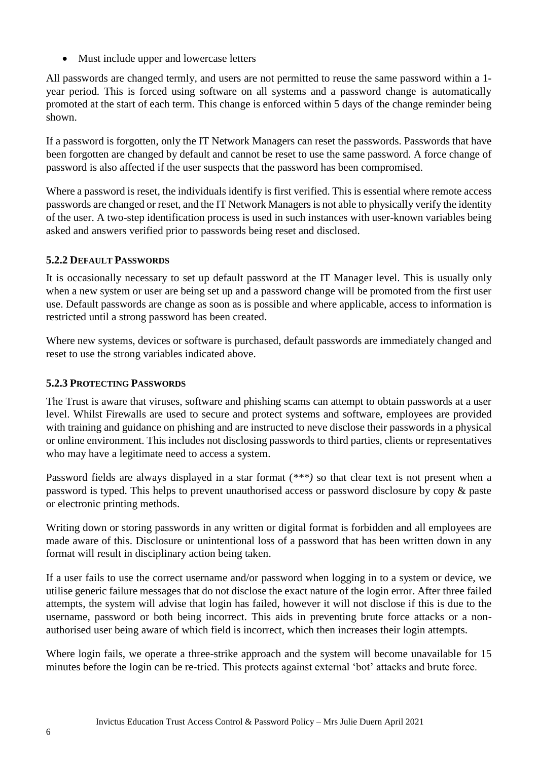- Must include upper and lowercase letters

All passwords are changed termly, and users are not permitted to reuse the same password within a 1-year period. This is forced using software on all systems and a password change is automatically promoted at the start of each term. This change is enforced within 5 days of the change reminder being shown.

If a password is forgotten, only the IT Network Managers can reset the passwords. Passwords that have been forgotten are changed by default and cannot be reset to use the same password. A force change of password is also affected if the user suspects that the password has been compromised.

Where a password is reset, the individuals identify is first verified. This is essential where remote access passwords are changed or reset, and the IT Network Managers is not able to physically verify the identity of the user. A two-step identification process is used in such instances with user-known variables being asked and answers verified prior to passwords being reset and disclosed.

### 5.2.2 Default Passwords

It is occasionally necessary to set up default password at the IT Manager level. This is usually only when a new system or user are being set up and a password change will be promoted from the first user use. Default passwords are change as soon as is possible and where applicable, access to information is restricted until a strong password has been created.

Where new systems, devices or software is purchased, default passwords are immediately changed and reset to use the strong variables indicated above.

### 5.2.3 Protecting Passwords

The Trust is aware that viruses, software and phishing scams can attempt to obtain passwords at a user level. Whilst Firewalls are used to secure and protect systems and software, employees are provided with training and guidance on phishing and are instructed to neve disclose their passwords in a physical or online environment. This includes not disclosing passwords to third parties, clients or representatives who may have a legitimate need to access a system.

Password fields are always displayed in a star format (*\*\*) so that clear text is not present when a password is typed. This helps to prevent unauthorised access or password disclosure by copy & paste or electronic printing methods.

Writing down or storing passwords in any written or digital format is forbidden and all employees are made aware of this. Disclosure or unintentional loss of a password that has been written down in any format will result in disciplinary action being taken.

If a user fails to use the correct username and/or password when logging in to a system or device, we utilise generic failure messages that do not disclose the exact nature of the login error. After three failed attempts, the system will advise that login has failed, however it will not disclose if this is due to the username, password or both being incorrect. This aids in preventing brute force attacks or a non-authorised user being aware of which field is incorrect, which then increases their login attempts.

Where login fails, we operate a three-strike approach and the system will become unavailable for 15 minutes before the login can be re-tried. This protects against external 'bot' attacks and brute force.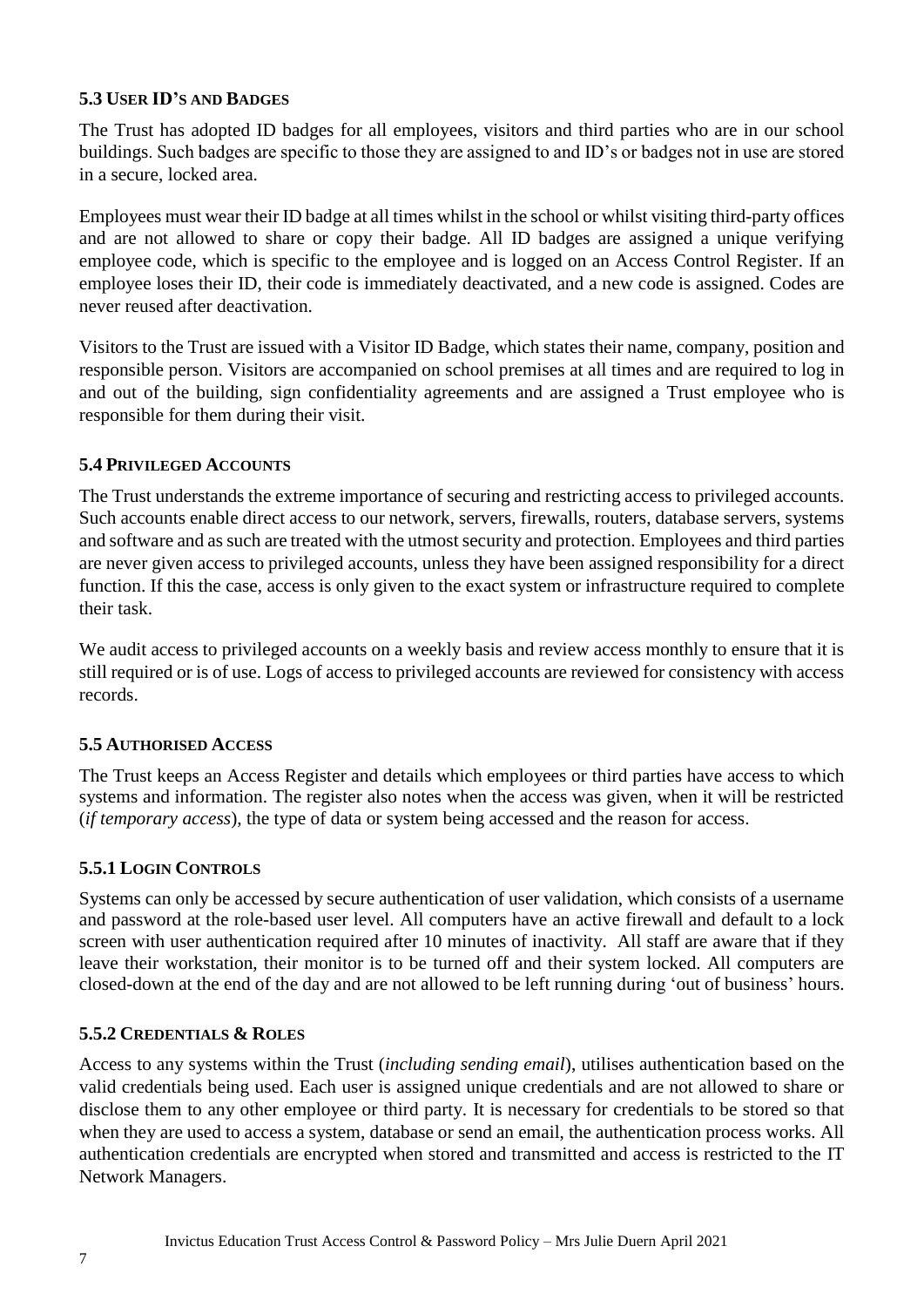### 5.3 User ID's and Badges

The Trust has adopted ID badges for all employees, visitors and third parties who are in our school buildings. Such badges are specific to those they are assigned to and ID's or badges not in use are stored in a secure, locked area.

Employees must wear their ID badge at all times whilst in the school or whilst visiting third-party offices and are not allowed to share or copy their badge. All ID badges are assigned a unique verifying employee code, which is specific to the employee and is logged on an Access Control Register. If an employee loses their ID, their code is immediately deactivated, and a new code is assigned. Codes are never reused after deactivation.

Visitors to the Trust are issued with a Visitor ID Badge, which states their name, company, position and responsible person. Visitors are accompanied on school premises at all times and are required to log in and out of the building, sign confidentiality agreements and are assigned a Trust employee who is responsible for them during their visit.

### 5.4 Privileged Accounts

The Trust understands the extreme importance of securing and restricting access to privileged accounts. Such accounts enable direct access to our network, servers, firewalls, routers, database servers, systems and software and as such are treated with the utmost security and protection. Employees and third parties are never given access to privileged accounts, unless they have been assigned responsibility for a direct function. If this the case, access is only given to the exact system or infrastructure required to complete their task.

We audit access to privileged accounts on a weekly basis and review access monthly to ensure that it is still required or is of use. Logs of access to privileged accounts are reviewed for consistency with access records.

### 5.5 Authorised Access

The Trust keeps an Access Register and details which employees or third parties have access to which systems and information. The register also notes when the access was given, when it will be restricted (*if temporary access*), the type of data or system being accessed and the reason for access.

#### 5.5.1 Login Controls

Systems can only be accessed by secure authentication of user validation, which consists of a username and password at the role-based user level. All computers have an active firewall and default to a lock screen with user authentication required after 10 minutes of inactivity. All staff are aware that if they leave their workstation, their monitor is to be turned off and their system locked. All computers are closed-down at the end of the day and are not allowed to be left running during 'out of business' hours.

#### 5.5.2 Credentials & Roles

Access to any systems within the Trust (*including sending email*), utilises authentication based on the valid credentials being used. Each user is assigned unique credentials and are not allowed to share or disclose them to any other employee or third party. It is necessary for credentials to be stored so that when they are used to access a system, database or send an email, the authentication process works. All authentication credentials are encrypted when stored and transmitted and access is restricted to the IT Network Managers.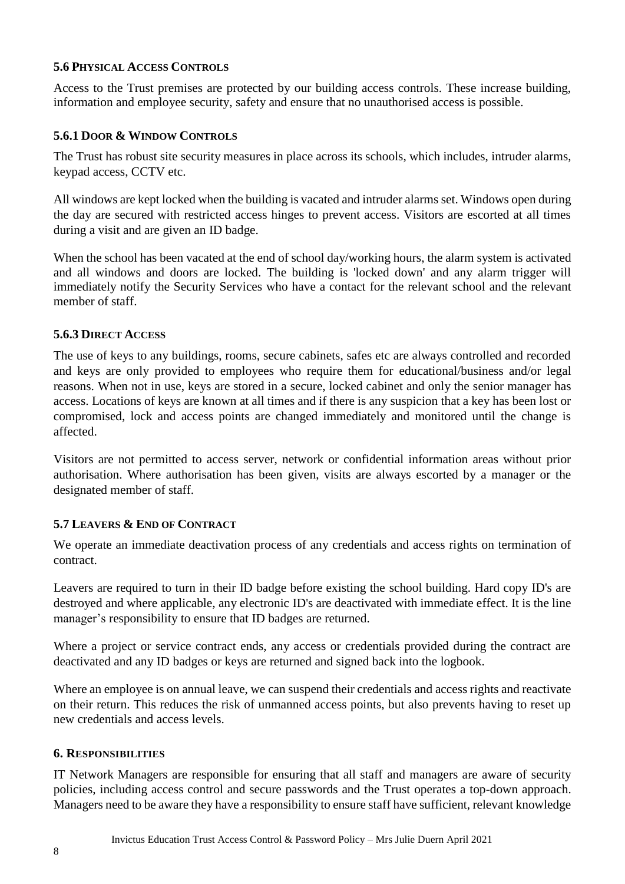### 5.6 Physical Access Controls

Access to the Trust premises are protected by our building access controls. These increase building, information and employee security, safety and ensure that no unauthorised access is possible.

#### 5.6.1 Door & Window Controls

The Trust has robust site security measures in place across its schools, which includes, intruder alarms, keypad access, CCTV etc.

All windows are kept locked when the building is vacated and intruder alarms set. Windows open during the day are secured with restricted access hinges to prevent access. Visitors are escorted at all times during a visit and are given an ID badge.

When the school has been vacated at the end of school day/working hours, the alarm system is activated and all windows and doors are locked. The building is 'locked down' and any alarm trigger will immediately notify the Security Services who have a contact for the relevant school and the relevant member of staff.

#### 5.6.3 Direct Access

The use of keys to any buildings, rooms, secure cabinets, safes etc are always controlled and recorded and keys are only provided to employees who require them for educational/business and/or legal reasons. When not in use, keys are stored in a secure, locked cabinet and only the senior manager has access. Locations of keys are known at all times and if there is any suspicion that a key has been lost or compromised, lock and access points are changed immediately and monitored until the change is affected.

Visitors are not permitted to access server, network or confidential information areas without prior authorisation. Where authorisation has been given, visits are always escorted by a manager or the designated member of staff.

### 5.7 Leavers & End of Contract

We operate an immediate deactivation process of any credentials and access rights on termination of contract.

Leavers are required to turn in their ID badge before existing the school building. Hard copy ID's are destroyed and where applicable, any electronic ID's are deactivated with immediate effect. It is the line manager's responsibility to ensure that ID badges are returned.

Where a project or service contract ends, any access or credentials provided during the contract are deactivated and any ID badges or keys are returned and signed back into the logbook.

Where an employee is on annual leave, we can suspend their credentials and access rights and reactivate on their return. This reduces the risk of unmanned access points, but also prevents having to reset up new credentials and access levels.

## 6. Responsibilities

IT Network Managers are responsible for ensuring that all staff and managers are aware of security policies, including access control and secure passwords and the Trust operates a top-down approach. Managers need to be aware they have a responsibility to ensure staff have sufficient, relevant knowledge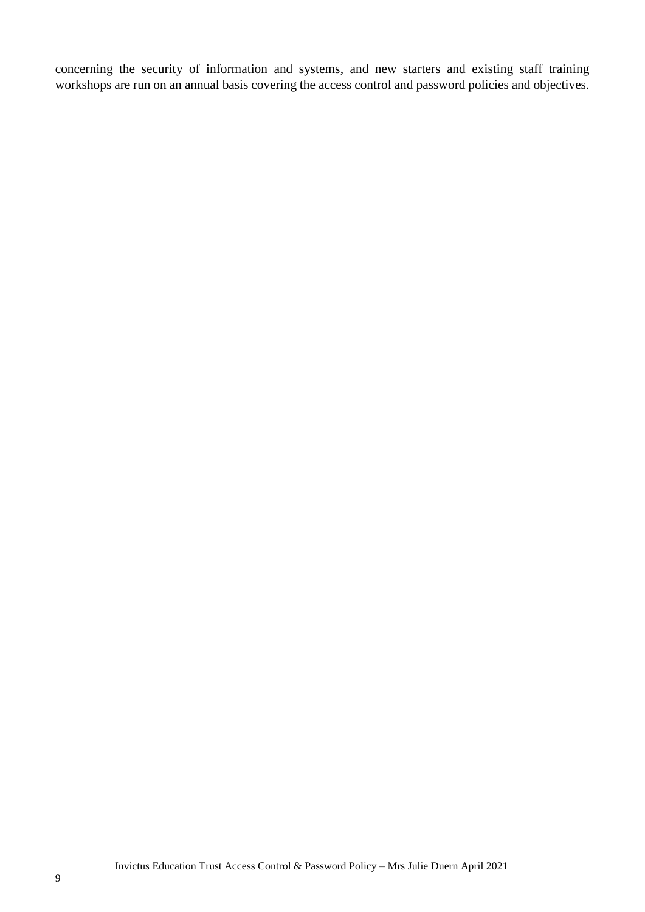concerning the security of information and systems, and new starters and existing staff training workshops are run on an annual basis covering the access control and password policies and objectives.